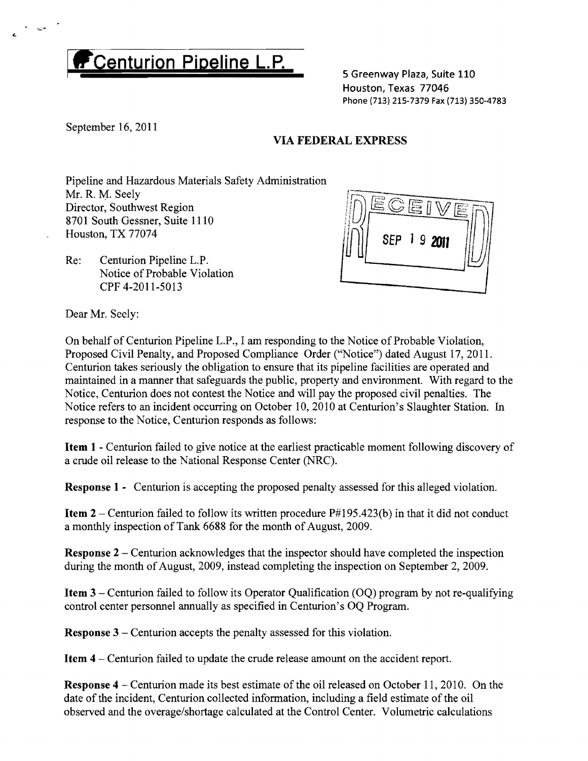**Centurion Pipeline L.P.**

5 Greenway Plaza, Suite 110
Houston, Texas 77046
Phone (713) 215-7379 Fax (713) 350-4783

September 16, 2011

**VIA FEDERAL EXPRESS**

Pipeline and Hazardous Materials Safety Administration
Mr. R. M. Seely
Director, Southwest Region
8701 South Gessner, Suite 1110
Houston, TX 77074

RECEIVED
SEP 19 2011

Re: Centurion Pipeline L.P.
Notice of Probable Violation
CPF 4-2011-5013

Dear Mr. Seely:

On behalf of Centurion Pipeline L.P., I am responding to the Notice of Probable Violation, Proposed Civil Penalty, and Proposed Compliance Order ("Notice") dated August 17, 2011. Centurion takes seriously the obligation to ensure that its pipeline facilities are operated and maintained in a manner that safeguards the public, property and environment. With regard to the Notice, Centurion does not contest the Notice and will pay the proposed civil penalties. The Notice refers to an incident occurring on October 10, 2010 at Centurion's Slaughter Station. In response to the Notice, Centurion responds as follows:

**Item 1** - Centurion failed to give notice at the earliest practicable moment following discovery of a crude oil release to the National Response Center (NRC).

**Response 1** - Centurion is accepting the proposed penalty assessed for this alleged violation.

**Item 2** – Centurion failed to follow its written procedure P#195.423(b) in that it did not conduct a monthly inspection of Tank 6688 for the month of August, 2009.

**Response 2** – Centurion acknowledges that the inspector should have completed the inspection during the month of August, 2009, instead completing the inspection on September 2, 2009.

**Item 3** – Centurion failed to follow its Operator Qualification (OQ) program by not re-qualifying control center personnel annually as specified in Centurion's OQ Program.

**Response 3** – Centurion accepts the penalty assessed for this violation.

**Item 4** – Centurion failed to update the crude release amount on the accident report.

**Response 4** – Centurion made its best estimate of the oil released on October 11, 2010. On the date of the incident, Centurion collected information, including a field estimate of the oil observed and the overage/shortage calculated at the Control Center. Volumetric calculations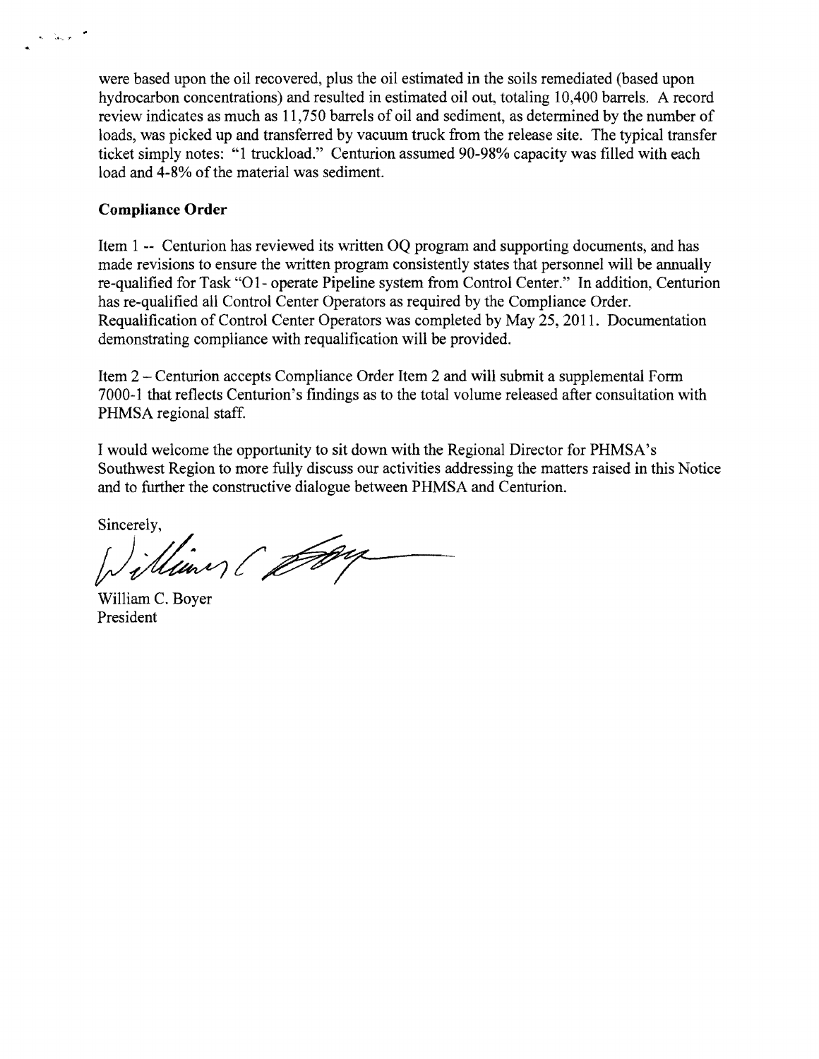were based upon the oil recovered, plus the oil estimated in the soils remediated (based upon hydrocarbon concentrations) and resulted in estimated oil out, totaling 10,400 barrels. A record review indicates as much as 11,750 barrels of oil and sediment, as determined by the number of loads, was picked up and transferred by vacuum truck from the release site. The typical transfer ticket simply notes: "1 truckload." Centurion assumed 90-98% capacity was filled with each load and 4-8% of the material was sediment.

**Compliance Order**

Item 1 -- Centurion has reviewed its written OQ program and supporting documents, and has made revisions to ensure the written program consistently states that personnel will be annually re-qualified for Task "O1- operate Pipeline system from Control Center." In addition, Centurion has re-qualified all Control Center Operators as required by the Compliance Order. Requalification of Control Center Operators was completed by May 25, 2011. Documentation demonstrating compliance with requalification will be provided.

Item 2 – Centurion accepts Compliance Order Item 2 and will submit a supplemental Form 7000-1 that reflects Centurion's findings as to the total volume released after consultation with PHMSA regional staff.

I would welcome the opportunity to sit down with the Regional Director for PHMSA's Southwest Region to more fully discuss our activities addressing the matters raised in this Notice and to further the constructive dialogue between PHMSA and Centurion.

Sincerely,

William C. Boyer
President